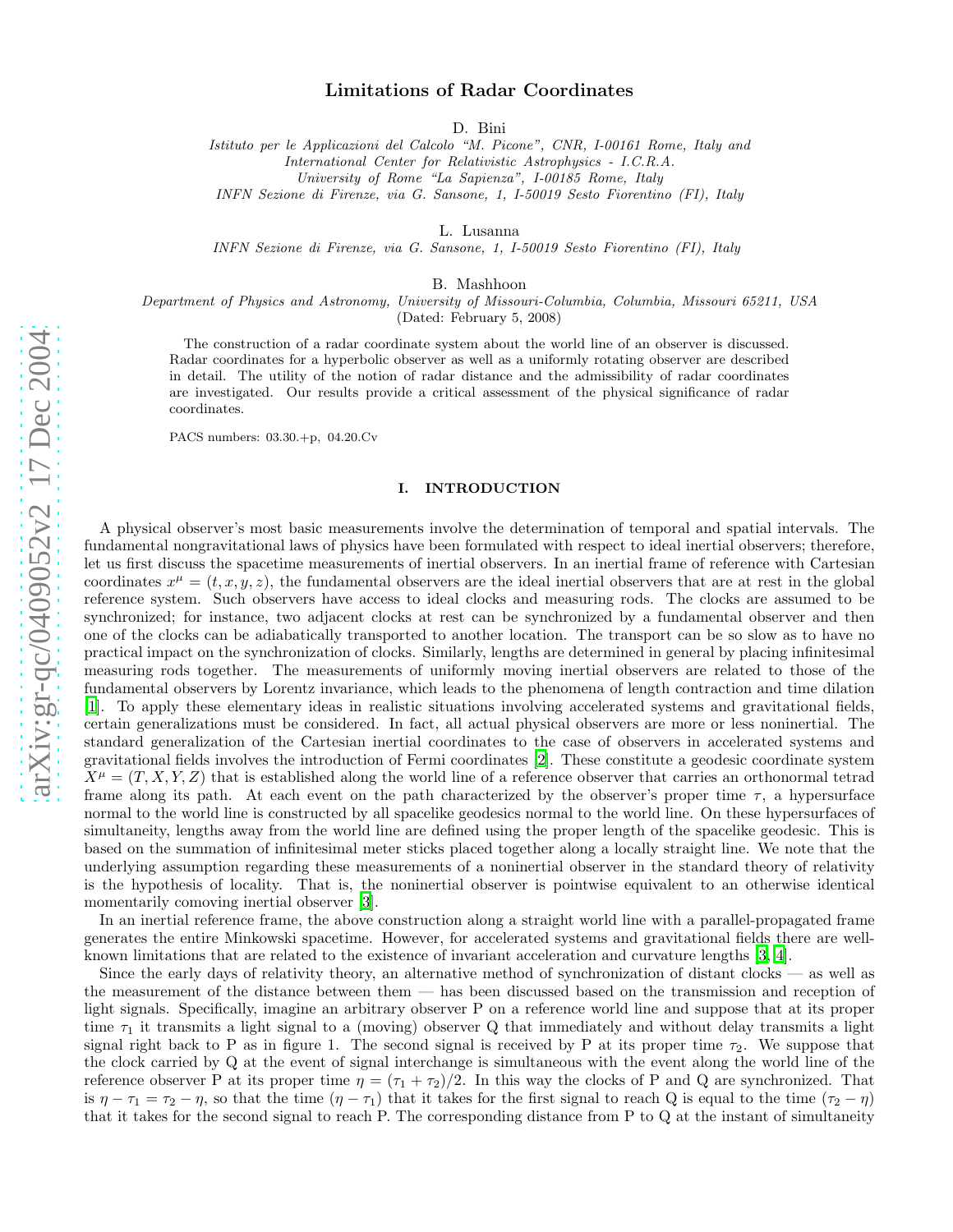# Limitations of Radar Coordinates

D. Bini

*Istituto per le Applicazioni del Calcolo "M. Picone", CNR, I-00161 Rome, Italy and*
*International Center for Relativistic Astrophysics - I.C.R.A.*
*University of Rome "La Sapienza", I-00185 Rome, Italy*
*INFN Sezione di Firenze, via G. Sansone, 1, I-50019 Sesto Fiorentino (FI), Italy*

L. Lusanna

*INFN Sezione di Firenze, via G. Sansone, 1, I-50019 Sesto Fiorentino (FI), Italy*

B. Mashhoon

*Department of Physics and Astronomy, University of Missouri-Columbia, Columbia, Missouri 65211, USA*
(Dated: February 5, 2008)

The construction of a radar coordinate system about the world line of an observer is discussed. Radar coordinates for a hyperbolic observer as well as a uniformly rotating observer are described in detail. The utility of the notion of radar distance and the admissibility of radar coordinates are investigated. Our results provide a critical assessment of the physical significance of radar coordinates.

PACS numbers: 03.30.+p, 04.20.Cv

## I. INTRODUCTION

A physical observer's most basic measurements involve the determination of temporal and spatial intervals. The fundamental nongravitational laws of physics have been formulated with respect to ideal inertial observers; therefore, let us first discuss the spacetime measurements of inertial observers. In an inertial frame of reference with Cartesian coordinates $x^\mu = (t, x, y, z)$, the fundamental observers are the ideal inertial observers that are at rest in the global reference system. Such observers have access to ideal clocks and measuring rods. The clocks are assumed to be synchronized; for instance, two adjacent clocks at rest can be synchronized by a fundamental observer and then one of the clocks can be adiabatically transported to another location. The transport can be so slow as to have no practical impact on the synchronization of clocks. Similarly, lengths are determined in general by placing infinitesimal measuring rods together. The measurements of uniformly moving inertial observers are related to those of the fundamental observers by Lorentz invariance, which leads to the phenomena of length contraction and time dilation [1]. To apply these elementary ideas in realistic situations involving accelerated systems and gravitational fields, certain generalizations must be considered. In fact, all actual physical observers are more or less noninertial. The standard generalization of the Cartesian inertial coordinates to the case of observers in accelerated systems and gravitational fields involves the introduction of Fermi coordinates [2]. These constitute a geodesic coordinate system $X^\mu = (T, X, Y, Z)$ that is established along the world line of a reference observer that carries an orthonormal tetrad frame along its path. At each event on the path characterized by the observer's proper time $\tau$, a hypersurface normal to the world line is constructed by all spacelike geodesics normal to the world line. On these hypersurfaces of simultaneity, lengths away from the world line are defined using the proper length of the spacelike geodesic. This is based on the summation of infinitesimal meter sticks placed together along a locally straight line. We note that the underlying assumption regarding these measurements of a noninertial observer in the standard theory of relativity is the hypothesis of locality. That is, the noninertial observer is pointwise equivalent to an otherwise identical momentarily comoving inertial observer [3].

In an inertial reference frame, the above construction along a straight world line with a parallel-propagated frame generates the entire Minkowski spacetime. However, for accelerated systems and gravitational fields there are well-known limitations that are related to the existence of invariant acceleration and curvature lengths [3, 4].

Since the early days of relativity theory, an alternative method of synchronization of distant clocks — as well as the measurement of the distance between them — has been discussed based on the transmission and reception of light signals. Specifically, imagine an arbitrary observer P on a reference world line and suppose that at its proper time $\tau_1$ it transmits a light signal to a (moving) observer Q that immediately and without delay transmits a light signal right back to P as in figure 1. The second signal is received by P at its proper time $\tau_2$. We suppose that the clock carried by Q at the event of signal interchange is simultaneous with the event along the world line of the reference observer P at its proper time $\eta = (\tau_1 + \tau_2)/2$. In this way the clocks of P and Q are synchronized. That is $\eta - \tau_1 = \tau_2 - \eta$, so that the time $(\eta - \tau_1)$ that it takes for the first signal to reach Q is equal to the time $(\tau_2 - \eta)$ that it takes for the second signal to reach P. The corresponding distance from P to Q at the instant of simultaneity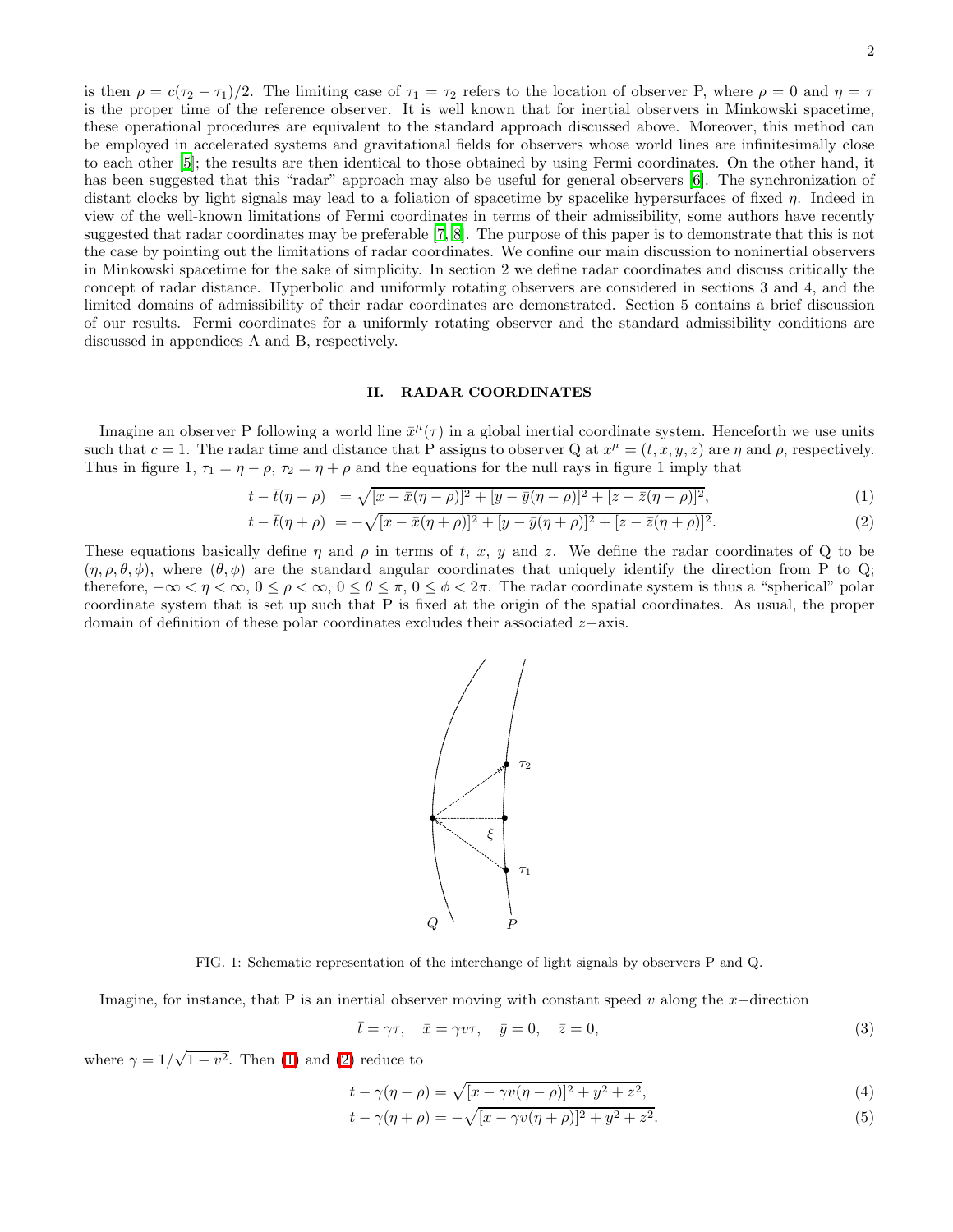is then $\rho = c(\tau_2 - \tau_1)/2$. The limiting case of $\tau_1 = \tau_2$ refers to the location of observer P, where $\rho = 0$ and $\eta = \tau$ is the proper time of the reference observer. It is well known that for inertial observers in Minkowski spacetime, these operational procedures are equivalent to the standard approach discussed above. Moreover, this method can be employed in accelerated systems and gravitational fields for observers whose world lines are infinitesimally close to each other [5]; the results are then identical to those obtained by using Fermi coordinates. On the other hand, it has been suggested that this "radar" approach may also be useful for general observers [6]. The synchronization of distant clocks by light signals may lead to a foliation of spacetime by spacelike hypersurfaces of fixed $\eta$. Indeed in view of the well-known limitations of Fermi coordinates in terms of their admissibility, some authors have recently suggested that radar coordinates may be preferable [7, 8]. The purpose of this paper is to demonstrate that this is not the case by pointing out the limitations of radar coordinates. We confine our main discussion to noninertial observers in Minkowski spacetime for the sake of simplicity. In section 2 we define radar coordinates and discuss critically the concept of radar distance. Hyperbolic and uniformly rotating observers are considered in sections 3 and 4, and the limited domains of admissibility of their radar coordinates are demonstrated. Section 5 contains a brief discussion of our results. Fermi coordinates for a uniformly rotating observer and the standard admissibility conditions are discussed in appendices A and B, respectively.

## II. RADAR COORDINATES

Imagine an observer P following a world line $\bar{x}^\mu(\tau)$ in a global inertial coordinate system. Henceforth we use units such that $c = 1$. The radar time and distance that P assigns to observer Q at $x^\mu = (t, x, y, z)$ are $\eta$ and $\rho$, respectively. Thus in figure 1, $\tau_1 = \eta - \rho$, $\tau_2 = \eta + \rho$ and the equations for the null rays in figure 1 imply that

$$t - \bar{t}(\eta - \rho) = \sqrt{[x - \bar{x}(\eta - \rho)]^2 + [y - \bar{y}(\eta - \rho)]^2 + [z - \bar{z}(\eta - \rho)]^2}, \tag{1}$$

$$t - \bar{t}(\eta + \rho) = -\sqrt{[x - \bar{x}(\eta + \rho)]^2 + [y - \bar{y}(\eta + \rho)]^2 + [z - \bar{z}(\eta + \rho)]^2}. \tag{2}$$

These equations basically define $\eta$ and $\rho$ in terms of $t$, $x$, $y$ and $z$. We define the radar coordinates of Q to be $(\eta, \rho, \theta, \phi)$, where $(\theta, \phi)$ are the standard angular coordinates that uniquely identify the direction from P to Q; therefore, $-\infty < \eta < \infty$, $0 \leq \rho < \infty$, $0 \leq \theta \leq \pi$, $0 \leq \phi < 2\pi$. The radar coordinate system is thus a "spherical" polar coordinate system that is set up such that P is fixed at the origin of the spatial coordinates. As usual, the proper domain of definition of these polar coordinates excludes their associated $z-$axis.

FIG. 1: Schematic representation of the interchange of light signals by observers P and Q.

Imagine, for instance, that P is an inertial observer moving with constant speed $v$ along the $x-$direction

$$\bar{t} = \gamma\tau, \quad \bar{x} = \gamma v \tau, \quad \bar{y} = 0, \quad \bar{z} = 0, \tag{3}$$

where $\gamma = 1/\sqrt{1 - v^2}$. Then (1) and (2) reduce to

$$t - \gamma(\eta - \rho) = \sqrt{[x - \gamma v(\eta - \rho)]^2 + y^2 + z^2}, \tag{4}$$

$$t - \gamma(\eta + \rho) = -\sqrt{[x - \gamma v(\eta + \rho)]^2 + y^2 + z^2}. \tag{5}$$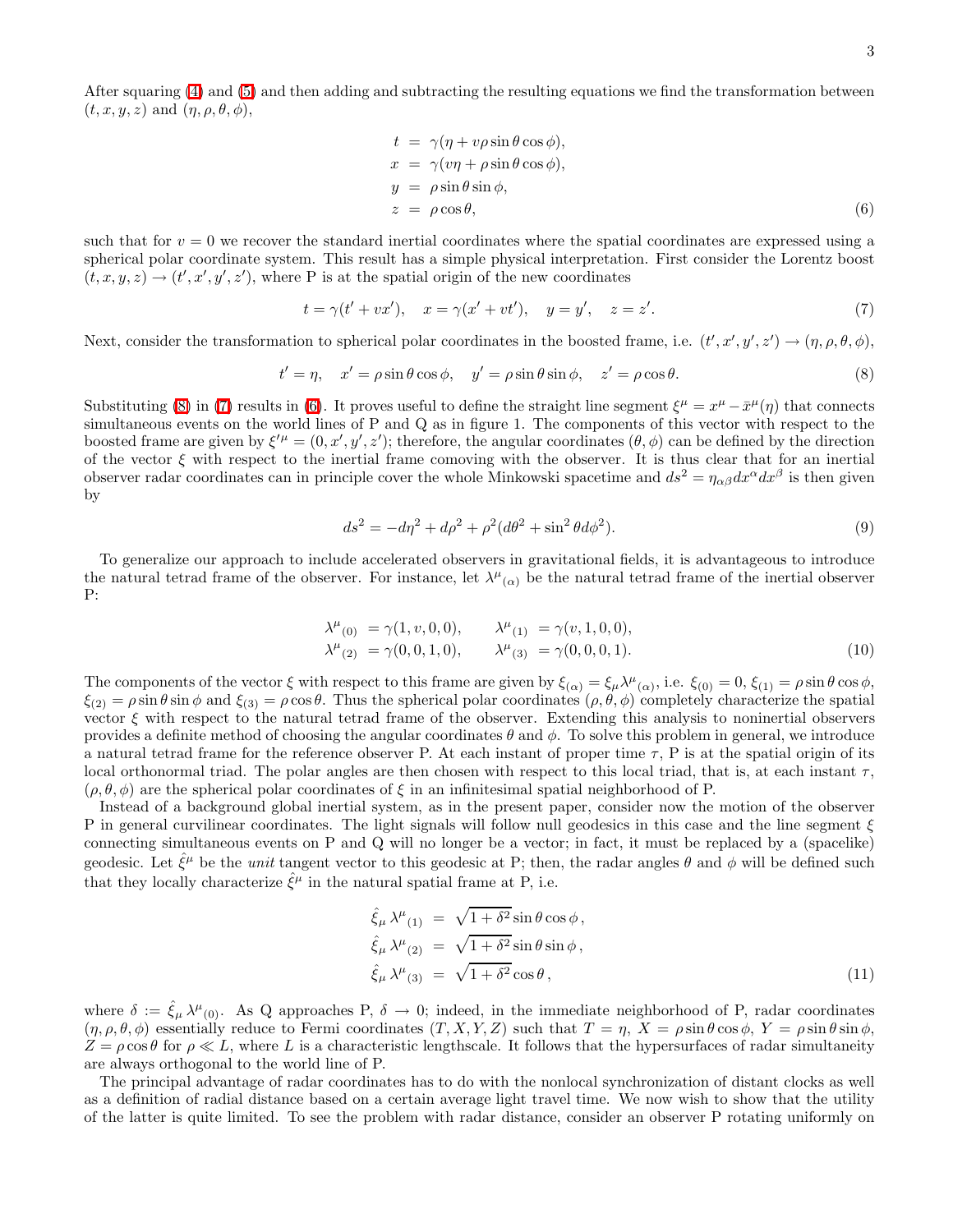After squaring (4) and (5) and then adding and subtracting the resulting equations we find the transformation between $(t, x, y, z)$ and $(\eta, \rho, \theta, \phi)$,

$$
\begin{aligned}
t &= \gamma(\eta + v\rho \sin\theta \cos\phi), \\
x &= \gamma(v\eta + \rho \sin\theta \cos\phi), \\
y &= \rho \sin\theta \sin\phi, \\
z &= \rho \cos\theta,
\end{aligned}
\tag{6}
$$

such that for $v = 0$ we recover the standard inertial coordinates where the spatial coordinates are expressed using a spherical polar coordinate system. This result has a simple physical interpretation. First consider the Lorentz boost $(t, x, y, z) \to (t', x', y', z')$, where P is at the spatial origin of the new coordinates

$$
t = \gamma(t' + vx'), \quad x = \gamma(x' + vt'), \quad y = y', \quad z = z'. \tag{7}
$$

Next, consider the transformation to spherical polar coordinates in the boosted frame, i.e. $(t', x', y', z') \to (\eta, \rho, \theta, \phi)$,

$$
t' = \eta, \quad x' = \rho \sin\theta \cos\phi, \quad y' = \rho \sin\theta \sin\phi, \quad z' = \rho \cos\theta. \tag{8}
$$

Substituting (8) in (7) results in (6). It proves useful to define the straight line segment $\xi^\mu = x^\mu - \bar{x}^\mu(\eta)$ that connects simultaneous events on the world lines of P and Q as in figure 1. The components of this vector with respect to the boosted frame are given by $\xi'^\mu = (0, x', y', z')$; therefore, the angular coordinates $(\theta, \phi)$ can be defined by the direction of the vector $\xi$ with respect to the inertial frame comoving with the observer. It is thus clear that for an inertial observer radar coordinates can in principle cover the whole Minkowski spacetime and $ds^2 = \eta_{\alpha\beta} dx^\alpha dx^\beta$ is then given by

$$
ds^2 = -d\eta^2 + d\rho^2 + \rho^2(d\theta^2 + \sin^2\theta d\phi^2). \tag{9}
$$

To generalize our approach to include accelerated observers in gravitational fields, it is advantageous to introduce the natural tetrad frame of the observer. For instance, let $\lambda^\mu{}_{(\alpha)}$ be the natural tetrad frame of the inertial observer P:

$$
\begin{aligned}
\lambda^\mu{}_{(0)} &= \gamma(1, v, 0, 0), \qquad & \lambda^\mu{}_{(1)} &= \gamma(v, 1, 0, 0), \\
\lambda^\mu{}_{(2)} &= \gamma(0, 0, 1, 0), \qquad & \lambda^\mu{}_{(3)} &= \gamma(0, 0, 0, 1).
\end{aligned}
\tag{10}
$$

The components of the vector $\xi$ with respect to this frame are given by $\xi_{(\alpha)} = \xi_\mu \lambda^\mu{}_{(\alpha)}$, i.e. $\xi_{(0)} = 0$, $\xi_{(1)} = \rho \sin\theta \cos\phi$, $\xi_{(2)} = \rho \sin\theta \sin\phi$ and $\xi_{(3)} = \rho \cos\theta$. Thus the spherical polar coordinates $(\rho, \theta, \phi)$ completely characterize the spatial vector $\xi$ with respect to the natural tetrad frame of the observer. Extending this analysis to noninertial observers provides a definite method of choosing the angular coordinates $\theta$ and $\phi$. To solve this problem in general, we introduce a natural tetrad frame for the reference observer P. At each instant of proper time $\tau$, P is at the spatial origin of its local orthonormal triad. The polar angles are then chosen with respect to this local triad, that is, at each instant $\tau$, $(\rho, \theta, \phi)$ are the spherical polar coordinates of $\xi$ in an infinitesimal spatial neighborhood of P.

Instead of a background global inertial system, as in the present paper, consider now the motion of the observer P in general curvilinear coordinates. The light signals will follow null geodesics in this case and the line segment $\xi$ connecting simultaneous events on P and Q will no longer be a vector; in fact, it must be replaced by a (spacelike) geodesic. Let $\hat{\xi}^\mu$ be the *unit* tangent vector to this geodesic at P; then, the radar angles $\theta$ and $\phi$ will be defined such that they locally characterize $\hat{\xi}^\mu$ in the natural spatial frame at P, i.e.

$$
\begin{aligned}
\hat{\xi}_\mu \, \lambda^\mu{}_{(1)} &= \sqrt{1 + \delta^2} \sin\theta \cos\phi \,, \\
\hat{\xi}_\mu \, \lambda^\mu{}_{(2)} &= \sqrt{1 + \delta^2} \sin\theta \sin\phi \,, \\
\hat{\xi}_\mu \, \lambda^\mu{}_{(3)} &= \sqrt{1 + \delta^2} \cos\theta \,,
\end{aligned}
\tag{11}
$$

where $\delta := \hat{\xi}_\mu \, \lambda^\mu{}_{(0)}$. As Q approaches P, $\delta \to 0$; indeed, in the immediate neighborhood of P, radar coordinates $(\eta, \rho, \theta, \phi)$ essentially reduce to Fermi coordinates $(T, X, Y, Z)$ such that $T = \eta$, $X = \rho \sin\theta \cos\phi$, $Y = \rho \sin\theta \sin\phi$, $Z = \rho \cos\theta$ for $\rho \ll L$, where $L$ is a characteristic lengthscale. It follows that the hypersurfaces of radar simultaneity are always orthogonal to the world line of P.

The principal advantage of radar coordinates has to do with the nonlocal synchronization of distant clocks as well as a definition of radial distance based on a certain average light travel time. We now wish to show that the utility of the latter is quite limited. To see the problem with radar distance, consider an observer P rotating uniformly on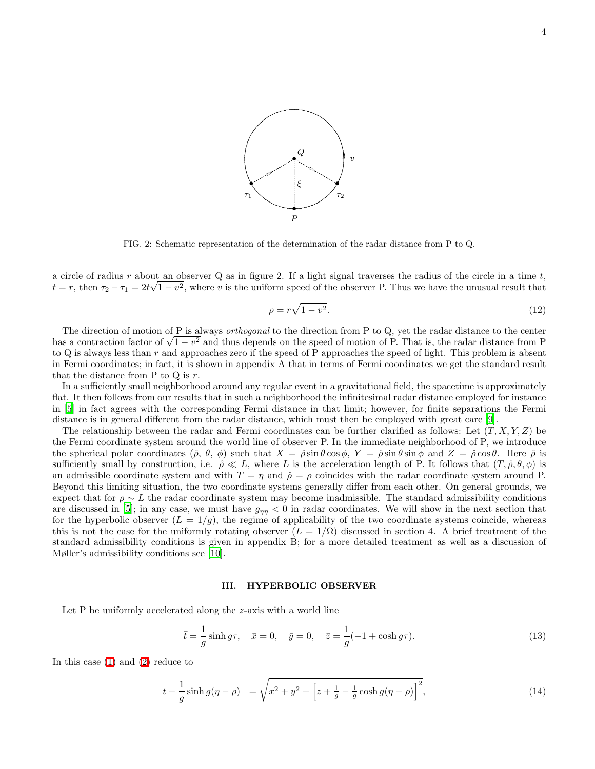FIG. 2: Schematic representation of the determination of the radar distance from P to Q.

a circle of radius $r$ about an observer Q as in figure 2. If a light signal traverses the radius of the circle in a time $t$, $t = r$, then $\tau_2 - \tau_1 = 2t\sqrt{1-v^2}$, where $v$ is the uniform speed of the observer P. Thus we have the unusual result that

$$\rho = r\sqrt{1-v^2}. \tag{12}$$

The direction of motion of P is always *orthogonal* to the direction from P to Q, yet the radar distance to the center has a contraction factor of $\sqrt{1-v^2}$ and thus depends on the speed of motion of P. That is, the radar distance from P to Q is always less than $r$ and approaches zero if the speed of P approaches the speed of light. This problem is absent in Fermi coordinates; in fact, it is shown in appendix A that in terms of Fermi coordinates we get the standard result that the distance from P to Q is $r$.

In a sufficiently small neighborhood around any regular event in a gravitational field, the spacetime is approximately flat. It then follows from our results that in such a neighborhood the infinitesimal radar distance employed for instance in [5] in fact agrees with the corresponding Fermi distance in that limit; however, for finite separations the Fermi distance is in general different from the radar distance, which must then be employed with great care [9].

The relationship between the radar and Fermi coordinates can be further clarified as follows: Let $(T, X, Y, Z)$ be the Fermi coordinate system around the world line of observer P. In the immediate neighborhood of P, we introduce the spherical polar coordinates $(\hat{\rho},\ \theta,\ \phi)$ such that $X = \hat{\rho}\sin\theta\cos\phi$, $Y = \hat{\rho}\sin\theta\sin\phi$ and $Z = \hat{\rho}\cos\theta$. Here $\hat{\rho}$ is sufficiently small by construction, i.e. $\hat{\rho} \ll L$, where $L$ is the acceleration length of P. It follows that $(T, \hat{\rho}, \theta, \phi)$ is an admissible coordinate system and with $T = \eta$ and $\hat{\rho} = \rho$ coincides with the radar coordinate system around P. Beyond this limiting situation, the two coordinate systems generally differ from each other. On general grounds, we expect that for $\rho \sim L$ the radar coordinate system may become inadmissible. The standard admissibility conditions are discussed in [5]; in any case, we must have $g_{\eta\eta} < 0$ in radar coordinates. We will show in the next section that for the hyperbolic observer ($L = 1/g$), the regime of applicability of the two coordinate systems coincide, whereas this is not the case for the uniformly rotating observer ($L = 1/\Omega$) discussed in section 4. A brief treatment of the standard admissibility conditions is given in appendix B; for a more detailed treatment as well as a discussion of Møller's admissibility conditions see [10].

## III. HYPERBOLIC OBSERVER

Let P be uniformly accelerated along the $z$-axis with a world line

$$\bar{t} = \frac{1}{g}\sinh g\tau, \quad \bar{x} = 0, \quad \bar{y} = 0, \quad \bar{z} = \frac{1}{g}(-1 + \cosh g\tau). \tag{13}$$

In this case (1) and (2) reduce to

$$t - \frac{1}{g}\sinh g(\eta - \rho) \;\; = \sqrt{x^2 + y^2 + \left[z + \tfrac{1}{g} - \tfrac{1}{g}\cosh g(\eta - \rho)\right]^2}, \tag{14}$$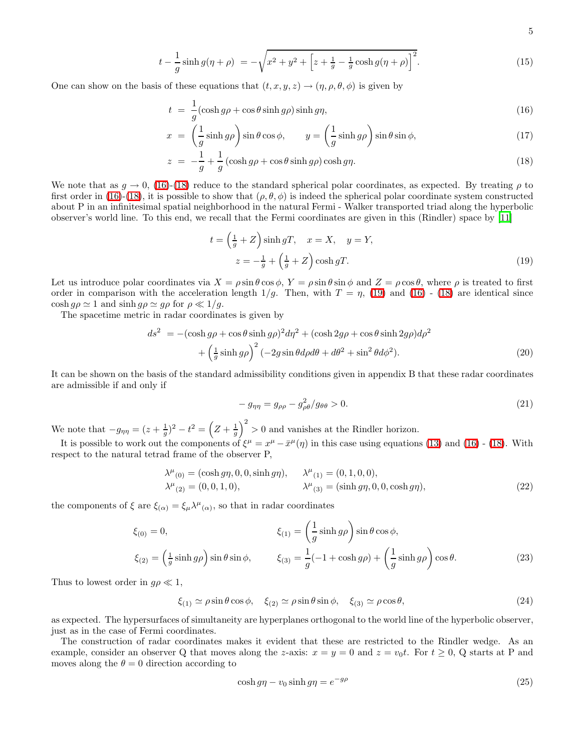$$t - \frac{1}{g}\sinh g(\eta+\rho) \;= -\sqrt{x^2+y^2+\left[z+\tfrac{1}{g}-\tfrac{1}{g}\cosh g(\eta+\rho)\right]^2}. \tag{15}$$

One can show on the basis of these equations that $(t, x, y, z) \to (\eta, \rho, \theta, \phi)$ is given by

$$t \;=\; \frac{1}{g}(\cosh g\rho + \cos\theta \sinh g\rho)\sinh g\eta, \tag{16}$$

$$x \;=\; \left(\frac{1}{g}\sinh g\rho\right)\sin\theta\cos\phi, \qquad y = \left(\frac{1}{g}\sinh g\rho\right)\sin\theta\sin\phi, \tag{17}$$

$$z \;=\; -\frac{1}{g} + \frac{1}{g}\left(\cosh g\rho + \cos\theta\sinh g\rho\right)\cosh g\eta. \tag{18}$$

We note that as $g \to 0$, (16)-(18) reduce to the standard spherical polar coordinates, as expected. By treating $\rho$ to first order in (16)-(18), it is possible to show that $(\rho, \theta, \phi)$ is indeed the spherical polar coordinate system constructed about P in an infinitesimal spatial neighborhood in the natural Fermi - Walker transported triad along the hyperbolic observer's world line. To this end, we recall that the Fermi coordinates are given in this (Rindler) space by [11]

$$t = \left(\tfrac{1}{g}+Z\right)\sinh gT, \quad x = X, \quad y = Y,$$
$$z = -\tfrac{1}{g} + \left(\tfrac{1}{g}+Z\right)\cosh gT. \tag{19}$$

Let us introduce polar coordinates via $X = \rho\sin\theta\cos\phi$, $Y = \rho\sin\theta\sin\phi$ and $Z = \rho\cos\theta$, where $\rho$ is treated to first order in comparison with the acceleration length $1/g$. Then, with $T = \eta$, (19) and (16) - (18) are identical since $\cosh g\rho \simeq 1$ and $\sinh g\rho \simeq g\rho$ for $\rho \ll 1/g$.

The spacetime metric in radar coordinates is given by

$$ds^2 \;= -(\cosh g\rho + \cos\theta\sinh g\rho)^2 d\eta^2 + (\cosh 2g\rho + \cos\theta\sinh 2g\rho)d\rho^2$$
$$+ \left(\tfrac{1}{g}\sinh g\rho\right)^2(-2g\sin\theta d\rho d\theta + d\theta^2 + \sin^2\theta d\phi^2). \tag{20}$$

It can be shown on the basis of the standard admissibility conditions given in appendix B that these radar coordinates are admissible if and only if

$$-g_{\eta\eta} = g_{\rho\rho} - g_{\rho\theta}^2/g_{\theta\theta} > 0. \tag{21}$$

We note that $-g_{\eta\eta} = (z+\frac{1}{g})^2 - t^2 = \left(Z+\frac{1}{g}\right)^2 > 0$ and vanishes at the Rindler horizon.

It is possible to work out the components of $\xi^\mu = x^\mu - \bar{x}^\mu(\eta)$ in this case using equations (13) and (16) - (18). With respect to the natural tetrad frame of the observer P,

$$\lambda^\mu{}_{(0)} = (\cosh g\eta, 0, 0, \sinh g\eta), \qquad \lambda^\mu{}_{(1)} = (0,1,0,0),$$
$$\lambda^\mu{}_{(2)} = (0,0,1,0), \qquad \lambda^\mu{}_{(3)} = (\sinh g\eta, 0, 0, \cosh g\eta), \tag{22}$$

the components of $\xi$ are $\xi_{(\alpha)} = \xi_\mu \lambda^\mu{}_{(\alpha)}$, so that in radar coordinates

$$\xi_{(0)} = 0, \qquad \xi_{(1)} = \left(\frac{1}{g}\sinh g\rho\right)\sin\theta\cos\phi,$$
$$\xi_{(2)} = \left(\tfrac{1}{g}\sinh g\rho\right)\sin\theta\sin\phi, \qquad \xi_{(3)} = \frac{1}{g}(-1+\cosh g\rho) + \left(\frac{1}{g}\sinh g\rho\right)\cos\theta. \tag{23}$$

Thus to lowest order in $g\rho \ll 1$,

$$\xi_{(1)} \simeq \rho\sin\theta\cos\phi, \quad \xi_{(2)} \simeq \rho\sin\theta\sin\phi, \quad \xi_{(3)} \simeq \rho\cos\theta, \tag{24}$$

as expected. The hypersurfaces of simultaneity are hyperplanes orthogonal to the world line of the hyperbolic observer, just as in the case of Fermi coordinates.

The construction of radar coordinates makes it evident that these are restricted to the Rindler wedge. As an example, consider an observer Q that moves along the $z$-axis: $x = y = 0$ and $z = v_0 t$. For $t \geq 0$, Q starts at P and moves along the $\theta = 0$ direction according to

$$\cosh g\eta - v_0\sinh g\eta = e^{-g\rho} \tag{25}$$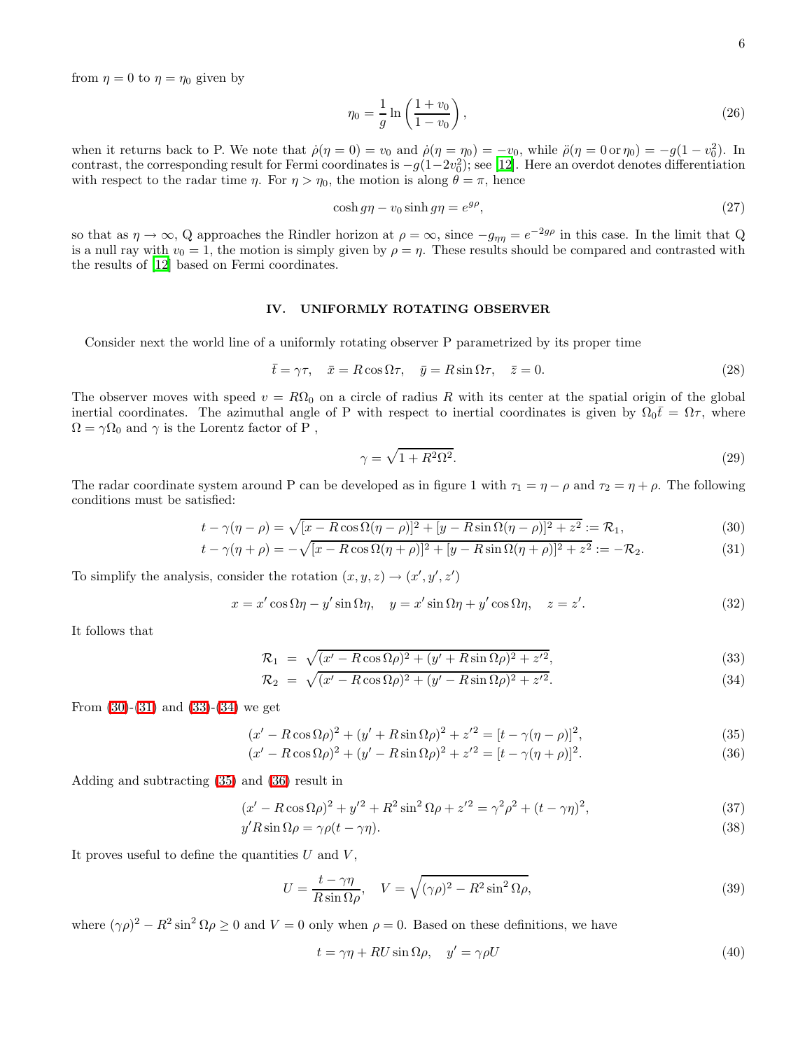from $\eta = 0$ to $\eta = \eta_0$ given by

$$\eta_0 = \frac{1}{g} \ln\left(\frac{1+v_0}{1-v_0}\right), \tag{26}$$

when it returns back to P. We note that $\dot{\rho}(\eta = 0) = v_0$ and $\dot{\rho}(\eta = \eta_0) = -v_0$, while $\ddot{\rho}(\eta = 0\,\text{or}\,\eta_0) = -g(1 - v_0^2)$. In contrast, the corresponding result for Fermi coordinates is $-g(1-2v_0^2)$; see [12]. Here an overdot denotes differentiation with respect to the radar time $\eta$. For $\eta > \eta_0$, the motion is along $\theta = \pi$, hence

$$\cosh g\eta - v_0 \sinh g\eta = e^{g\rho}, \tag{27}$$

so that as $\eta \to \infty$, Q approaches the Rindler horizon at $\rho = \infty$, since $-g_{\eta\eta} = e^{-2g\rho}$ in this case. In the limit that Q is a null ray with $v_0 = 1$, the motion is simply given by $\rho = \eta$. These results should be compared and contrasted with the results of [12] based on Fermi coordinates.

## IV. UNIFORMLY ROTATING OBSERVER

Consider next the world line of a uniformly rotating observer P parametrized by its proper time

$$\bar{t} = \gamma\tau, \quad \bar{x} = R\cos\Omega\tau, \quad \bar{y} = R\sin\Omega\tau, \quad \bar{z} = 0. \tag{28}$$

The observer moves with speed $v = R\Omega_0$ on a circle of radius $R$ with its center at the spatial origin of the global inertial coordinates. The azimuthal angle of P with respect to inertial coordinates is given by $\Omega_0\bar{t} = \Omega\tau$, where $\Omega = \gamma\Omega_0$ and $\gamma$ is the Lorentz factor of P ,

$$\gamma = \sqrt{1 + R^2\Omega^2}. \tag{29}$$

The radar coordinate system around P can be developed as in figure 1 with $\tau_1 = \eta - \rho$ and $\tau_2 = \eta + \rho$. The following conditions must be satisfied:

$$t - \gamma(\eta - \rho) = \sqrt{[x - R\cos\Omega(\eta-\rho)]^2 + [y - R\sin\Omega(\eta-\rho)]^2 + z^2} := \mathcal{R}_1, \tag{30}$$

$$t - \gamma(\eta + \rho) = -\sqrt{[x - R\cos\Omega(\eta+\rho)]^2 + [y - R\sin\Omega(\eta+\rho)]^2 + z^2} := -\mathcal{R}_2. \tag{31}$$

To simplify the analysis, consider the rotation $(x, y, z) \to (x', y', z')$

$$x = x'\cos\Omega\eta - y'\sin\Omega\eta, \quad y = x'\sin\Omega\eta + y'\cos\Omega\eta, \quad z = z'. \tag{32}$$

It follows that

$$\mathcal{R}_1 = \sqrt{(x' - R\cos\Omega\rho)^2 + (y' + R\sin\Omega\rho)^2 + z'^2}, \tag{33}$$

$$\mathcal{R}_2 = \sqrt{(x' - R\cos\Omega\rho)^2 + (y' - R\sin\Omega\rho)^2 + z'^2}. \tag{34}$$

From (30)-(31) and (33)-(34) we get

$$(x' - R\cos\Omega\rho)^2 + (y' + R\sin\Omega\rho)^2 + z'^2 = [t - \gamma(\eta - \rho)]^2, \tag{35}$$

$$(x' - R\cos\Omega\rho)^2 + (y' - R\sin\Omega\rho)^2 + z'^2 = [t - \gamma(\eta + \rho)]^2. \tag{36}$$

Adding and subtracting (35) and (36) result in

$$(x' - R\cos\Omega\rho)^2 + y'^2 + R^2\sin^2\Omega\rho + z'^2 = \gamma^2\rho^2 + (t - \gamma\eta)^2, \tag{37}$$

$$y' R\sin\Omega\rho = \gamma\rho(t - \gamma\eta). \tag{38}$$

It proves useful to define the quantities $U$ and $V$,

$$U = \frac{t - \gamma\eta}{R\sin\Omega\rho}, \quad V = \sqrt{(\gamma\rho)^2 - R^2\sin^2\Omega\rho}, \tag{39}$$

where $(\gamma\rho)^2 - R^2\sin^2\Omega\rho \geq 0$ and $V = 0$ only when $\rho = 0$. Based on these definitions, we have

$$t = \gamma\eta + RU\sin\Omega\rho, \quad y' = \gamma\rho U \tag{40}$$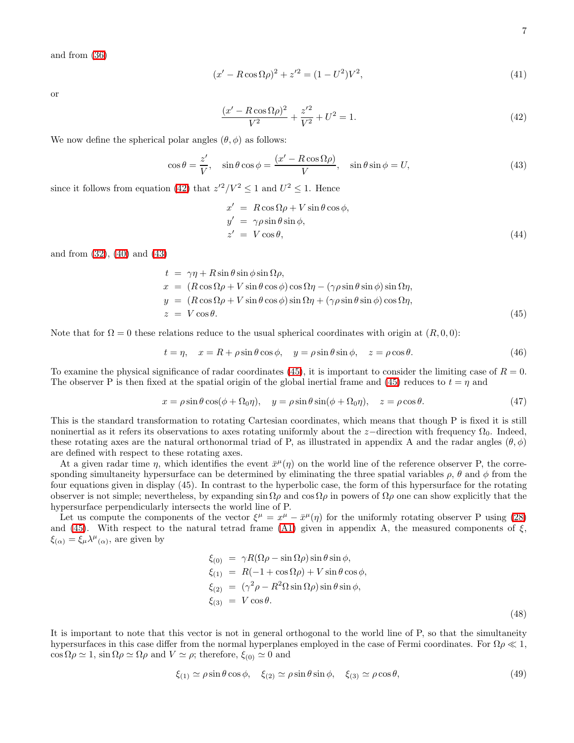and from (36)

$$(x' - R\cos\Omega\rho)^2 + z'^2 = (1 - U^2)V^2, \tag{41}$$

or

$$\frac{(x' - R\cos\Omega\rho)^2}{V^2} + \frac{z'^2}{V^2} + U^2 = 1. \tag{42}$$

We now define the spherical polar angles $(\theta, \phi)$ as follows:

$$\cos\theta = \frac{z'}{V}, \quad \sin\theta\cos\phi = \frac{(x' - R\cos\Omega\rho)}{V}, \quad \sin\theta\sin\phi = U, \tag{43}$$

since it follows from equation (42) that $z'^2/V^2 \leq 1$ and $U^2 \leq 1$. Hence

$$\begin{aligned}
x' &= R\cos\Omega\rho + V\sin\theta\cos\phi, \\
y' &= \gamma\rho\sin\theta\sin\phi, \\
z' &= V\cos\theta,
\end{aligned} \tag{44}$$

and from (32), (40) and (43)

$$\begin{aligned}
t &= \gamma\eta + R\sin\theta\sin\phi\sin\Omega\rho, \\
x &= (R\cos\Omega\rho + V\sin\theta\cos\phi)\cos\Omega\eta - (\gamma\rho\sin\theta\sin\phi)\sin\Omega\eta, \\
y &= (R\cos\Omega\rho + V\sin\theta\cos\phi)\sin\Omega\eta + (\gamma\rho\sin\theta\sin\phi)\cos\Omega\eta, \\
z &= V\cos\theta.
\end{aligned} \tag{45}$$

Note that for $\Omega = 0$ these relations reduce to the usual spherical coordinates with origin at $(R, 0, 0)$:

$$t = \eta, \quad x = R + \rho\sin\theta\cos\phi, \quad y = \rho\sin\theta\sin\phi, \quad z = \rho\cos\theta. \tag{46}$$

To examine the physical significance of radar coordinates (45), it is important to consider the limiting case of $R = 0$. The observer P is then fixed at the spatial origin of the global inertial frame and (45) reduces to $t = \eta$ and

$$x = \rho\sin\theta\cos(\phi + \Omega_0\eta), \quad y = \rho\sin\theta\sin(\phi + \Omega_0\eta), \quad z = \rho\cos\theta. \tag{47}$$

This is the standard transformation to rotating Cartesian coordinates, which means that though P is fixed it is still noninertial as it refers its observations to axes rotating uniformly about the $z-$direction with frequency $\Omega_0$. Indeed, these rotating axes are the natural orthonormal triad of P, as illustrated in appendix A and the radar angles $(\theta, \phi)$ are defined with respect to these rotating axes.

At a given radar time $\eta$, which identifies the event $\bar{x}^\mu(\eta)$ on the world line of the reference observer P, the corresponding simultaneity hypersurface can be determined by eliminating the three spatial variables $\rho$, $\theta$ and $\phi$ from the four equations given in display (45). In contrast to the hyperbolic case, the form of this hypersurface for the rotating observer is not simple; nevertheless, by expanding $\sin\Omega\rho$ and $\cos\Omega\rho$ in powers of $\Omega\rho$ one can show explicitly that the hypersurface perpendicularly intersects the world line of P.

Let us compute the components of the vector $\xi^\mu = x^\mu - \bar{x}^\mu(\eta)$ for the uniformly rotating observer P using (28) and (45). With respect to the natural tetrad frame (A1) given in appendix A, the measured components of $\xi$, $\xi_{(\alpha)} = \xi_\mu \lambda^\mu{}_{(\alpha)}$, are given by

$$\begin{aligned}
\xi_{(0)} &= \gamma R(\Omega\rho - \sin\Omega\rho)\sin\theta\sin\phi, \\
\xi_{(1)} &= R(-1 + \cos\Omega\rho) + V\sin\theta\cos\phi, \\
\xi_{(2)} &= (\gamma^2\rho - R^2\Omega\sin\Omega\rho)\sin\theta\sin\phi, \\
\xi_{(3)} &= V\cos\theta.
\end{aligned} \tag{48}$$

It is important to note that this vector is not in general orthogonal to the world line of P, so that the simultaneity hypersurfaces in this case differ from the normal hyperplanes employed in the case of Fermi coordinates. For $\Omega\rho \ll 1$, $\cos\Omega\rho \simeq 1$, $\sin\Omega\rho \simeq \Omega\rho$ and $V \simeq \rho$; therefore, $\xi_{(0)} \simeq 0$ and

$$\xi_{(1)} \simeq \rho\sin\theta\cos\phi, \quad \xi_{(2)} \simeq \rho\sin\theta\sin\phi, \quad \xi_{(3)} \simeq \rho\cos\theta, \tag{49}$$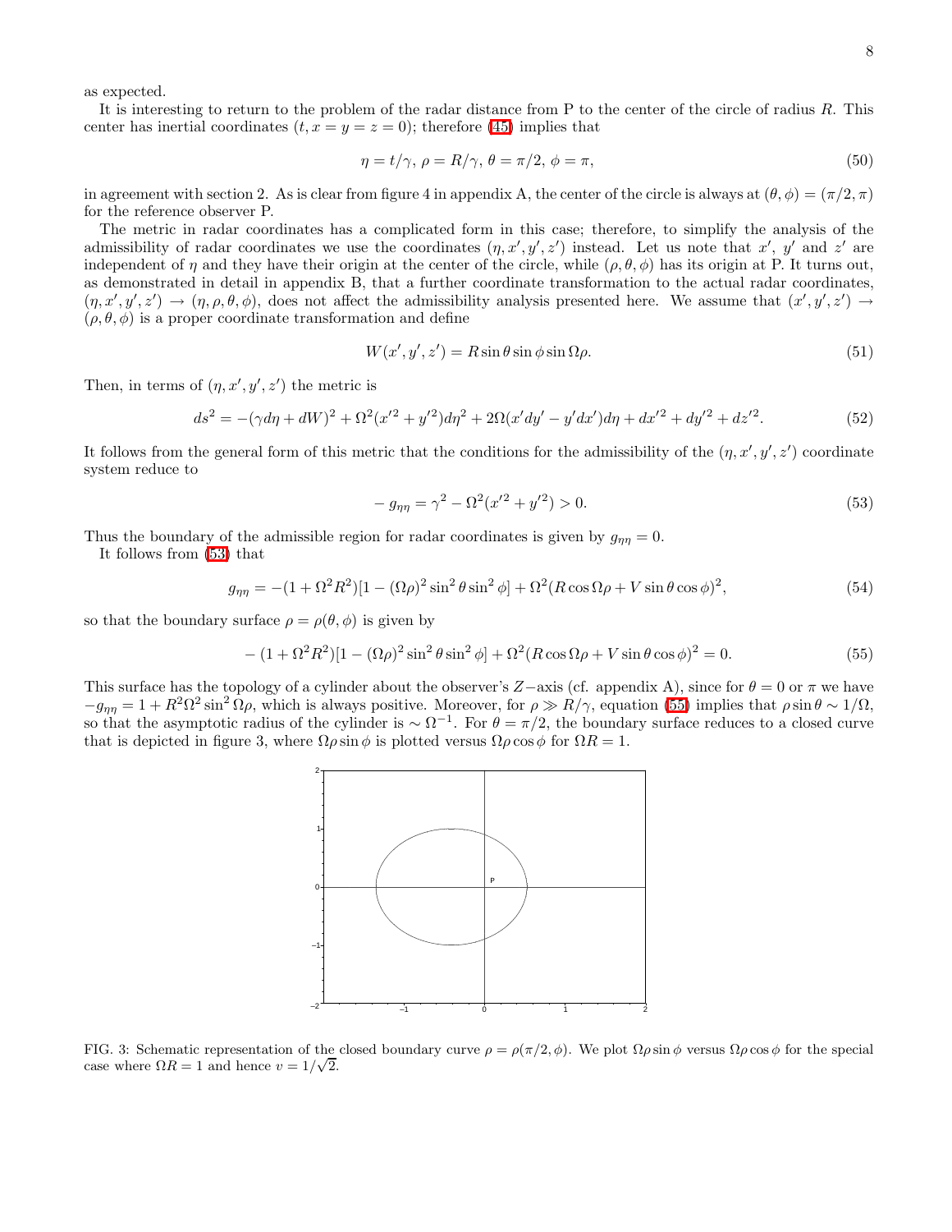as expected.

It is interesting to return to the problem of the radar distance from P to the center of the circle of radius $R$. This center has inertial coordinates $(t, x = y = z = 0)$; therefore (45) implies that

$$\eta = t/\gamma,\ \rho = R/\gamma,\ \theta = \pi/2,\ \phi = \pi, \tag{50}$$

in agreement with section 2. As is clear from figure 4 in appendix A, the center of the circle is always at $(\theta, \phi) = (\pi/2, \pi)$ for the reference observer P.

The metric in radar coordinates has a complicated form in this case; therefore, to simplify the analysis of the admissibility of radar coordinates we use the coordinates $(\eta, x', y', z')$ instead. Let us note that $x'$, $y'$ and $z'$ are independent of $\eta$ and they have their origin at the center of the circle, while $(\rho, \theta, \phi)$ has its origin at P. It turns out, as demonstrated in detail in appendix B, that a further coordinate transformation to the actual radar coordinates, $(\eta, x', y', z') \to (\eta, \rho, \theta, \phi)$, does not affect the admissibility analysis presented here. We assume that $(x', y', z') \to (\rho, \theta, \phi)$ is a proper coordinate transformation and define

$$W(x', y', z') = R \sin\theta \sin\phi \sin\Omega\rho. \tag{51}$$

Then, in terms of $(\eta, x', y', z')$ the metric is

$$ds^2 = -(\gamma d\eta + dW)^2 + \Omega^2(x'^2 + y'^2)d\eta^2 + 2\Omega(x'dy' - y'dx')d\eta + dx'^2 + dy'^2 + dz'^2. \tag{52}$$

It follows from the general form of this metric that the conditions for the admissibility of the $(\eta, x', y', z')$ coordinate system reduce to

$$-g_{\eta\eta} = \gamma^2 - \Omega^2(x'^2 + y'^2) > 0. \tag{53}$$

Thus the boundary of the admissible region for radar coordinates is given by $g_{\eta\eta} = 0$.

It follows from (53) that

$$g_{\eta\eta} = -(1 + \Omega^2R^2)[1 - (\Omega\rho)^2 \sin^2\theta \sin^2\phi] + \Omega^2(R\cos\Omega\rho + V \sin\theta\cos\phi)^2, \tag{54}$$

so that the boundary surface $\rho = \rho(\theta, \phi)$ is given by

$$-(1 + \Omega^2R^2)[1 - (\Omega\rho)^2 \sin^2\theta \sin^2\phi] + \Omega^2(R\cos\Omega\rho + V \sin\theta\cos\phi)^2 = 0. \tag{55}$$

This surface has the topology of a cylinder about the observer's $Z-$axis (cf. appendix A), since for $\theta = 0$ or $\pi$ we have $-g_{\eta\eta} = 1 + R^2\Omega^2 \sin^2\Omega\rho$, which is always positive. Moreover, for $\rho \gg R/\gamma$, equation (55) implies that $\rho \sin\theta \sim 1/\Omega$, so that the asymptotic radius of the cylinder is $\sim \Omega^{-1}$. For $\theta = \pi/2$, the boundary surface reduces to a closed curve that is depicted in figure 3, where $\Omega\rho\sin\phi$ is plotted versus $\Omega\rho\cos\phi$ for $\Omega R = 1$.

FIG. 3: Schematic representation of the closed boundary curve $\rho = \rho(\pi/2, \phi)$. We plot $\Omega\rho\sin\phi$ versus $\Omega\rho\cos\phi$ for the special case where $\Omega R = 1$ and hence $v = 1/\sqrt{2}$.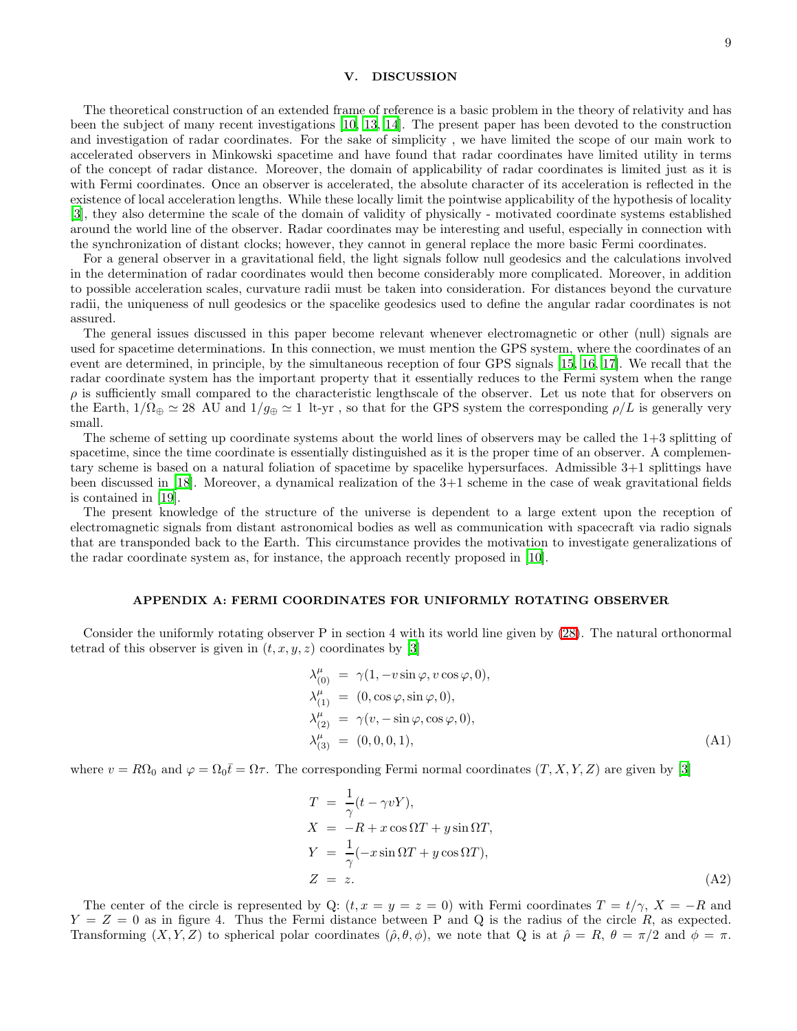## V. DISCUSSION

The theoretical construction of an extended frame of reference is a basic problem in the theory of relativity and has been the subject of many recent investigations [10, 13, 14]. The present paper has been devoted to the construction and investigation of radar coordinates. For the sake of simplicity , we have limited the scope of our main work to accelerated observers in Minkowski spacetime and have found that radar coordinates have limited utility in terms of the concept of radar distance. Moreover, the domain of applicability of radar coordinates is limited just as it is with Fermi coordinates. Once an observer is accelerated, the absolute character of its acceleration is reflected in the existence of local acceleration lengths. While these locally limit the pointwise applicability of the hypothesis of locality [3], they also determine the scale of the domain of validity of physically - motivated coordinate systems established around the world line of the observer. Radar coordinates may be interesting and useful, especially in connection with the synchronization of distant clocks; however, they cannot in general replace the more basic Fermi coordinates.

For a general observer in a gravitational field, the light signals follow null geodesics and the calculations involved in the determination of radar coordinates would then become considerably more complicated. Moreover, in addition to possible acceleration scales, curvature radii must be taken into consideration. For distances beyond the curvature radii, the uniqueness of null geodesics or the spacelike geodesics used to define the angular radar coordinates is not assured.

The general issues discussed in this paper become relevant whenever electromagnetic or other (null) signals are used for spacetime determinations. In this connection, we must mention the GPS system, where the coordinates of an event are determined, in principle, by the simultaneous reception of four GPS signals [15, 16, 17]. We recall that the radar coordinate system has the important property that it essentially reduces to the Fermi system when the range $\rho$ is sufficiently small compared to the characteristic lengthscale of the observer. Let us note that for observers on the Earth, $1/\Omega_{\oplus} \simeq 28$ AU and $1/g_{\oplus} \simeq 1$ lt-yr , so that for the GPS system the corresponding $\rho/L$ is generally very small.

The scheme of setting up coordinate systems about the world lines of observers may be called the 1+3 splitting of spacetime, since the time coordinate is essentially distinguished as it is the proper time of an observer. A complementary scheme is based on a natural foliation of spacetime by spacelike hypersurfaces. Admissible 3+1 splittings have been discussed in [18]. Moreover, a dynamical realization of the 3+1 scheme in the case of weak gravitational fields is contained in [19].

The present knowledge of the structure of the universe is dependent to a large extent upon the reception of electromagnetic signals from distant astronomical bodies as well as communication with spacecraft via radio signals that are transponded back to the Earth. This circumstance provides the motivation to investigate generalizations of the radar coordinate system as, for instance, the approach recently proposed in [10].

## APPENDIX A: FERMI COORDINATES FOR UNIFORMLY ROTATING OBSERVER

Consider the uniformly rotating observer P in section 4 with its world line given by (28). The natural orthonormal tetrad of this observer is given in $(t, x, y, z)$ coordinates by [3]

$$
\begin{aligned}
\lambda^{\mu}_{(0)} &= \gamma(1, -v\sin\varphi, v\cos\varphi, 0), \\
\lambda^{\mu}_{(1)} &= (0, \cos\varphi, \sin\varphi, 0), \\
\lambda^{\mu}_{(2)} &= \gamma(v, -\sin\varphi, \cos\varphi, 0), \\
\lambda^{\mu}_{(3)} &= (0, 0, 0, 1),
\end{aligned}
\tag{A1}
$$

where $v = R\Omega_0$ and $\varphi = \Omega_0 \bar{t} = \Omega\tau$. The corresponding Fermi normal coordinates $(T, X, Y, Z)$ are given by [3]

$$
\begin{aligned}
T &= \frac{1}{\gamma}(t - \gamma v Y), \\
X &= -R + x\cos\Omega T + y\sin\Omega T, \\
Y &= \frac{1}{\gamma}(-x\sin\Omega T + y\cos\Omega T), \\
Z &= z.
\end{aligned}
\tag{A2}
$$

The center of the circle is represented by Q: $(t, x = y = z = 0)$ with Fermi coordinates $T = t/\gamma$, $X = -R$ and $Y = Z = 0$ as in figure 4. Thus the Fermi distance between P and Q is the radius of the circle $R$, as expected. Transforming $(X, Y, Z)$ to spherical polar coordinates $(\hat{\rho}, \theta, \phi)$, we note that Q is at $\hat{\rho} = R$, $\theta = \pi/2$ and $\phi = \pi$.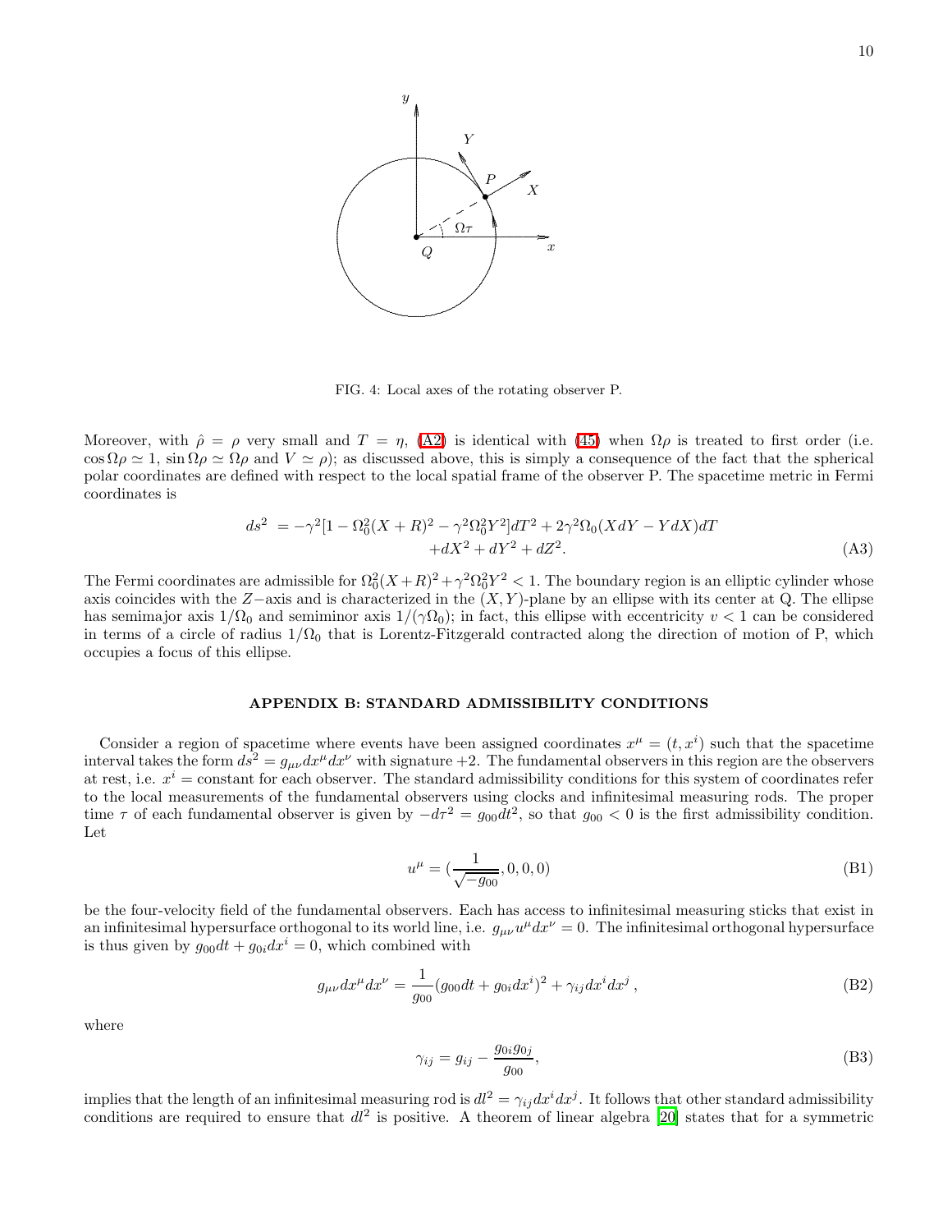FIG. 4: Local axes of the rotating observer P.

Moreover, with $\hat{\rho} = \rho$ very small and $T = \eta$, (A2) is identical with (45) when $\Omega\rho$ is treated to first order (i.e. $\cos\Omega\rho \simeq 1$, $\sin\Omega\rho \simeq \Omega\rho$ and $V \simeq \rho$); as discussed above, this is simply a consequence of the fact that the spherical polar coordinates are defined with respect to the local spatial frame of the observer P. The spacetime metric in Fermi coordinates is

$$ds^2 = -\gamma^2[1 - \Omega_0^2(X+R)^2 - \gamma^2\Omega_0^2 Y^2]dT^2 + 2\gamma^2\Omega_0(XdY - YdX)dT \\ +dX^2 + dY^2 + dZ^2. \tag{A3}$$

The Fermi coordinates are admissible for $\Omega_0^2(X+R)^2 + \gamma^2\Omega_0^2 Y^2 < 1$. The boundary region is an elliptic cylinder whose axis coincides with the $Z-$axis and is characterized in the $(X,Y)$-plane by an ellipse with its center at Q. The ellipse has semimajor axis $1/\Omega_0$ and semiminor axis $1/(\gamma\Omega_0)$; in fact, this ellipse with eccentricity $v < 1$ can be considered in terms of a circle of radius $1/\Omega_0$ that is Lorentz-Fitzgerald contracted along the direction of motion of P, which occupies a focus of this ellipse.

## APPENDIX B: STANDARD ADMISSIBILITY CONDITIONS

Consider a region of spacetime where events have been assigned coordinates $x^\mu = (t, x^i)$ such that the spacetime interval takes the form $ds^2 = g_{\mu\nu}dx^\mu dx^\nu$ with signature +2. The fundamental observers in this region are the observers at rest, i.e. $x^i =$ constant for each observer. The standard admissibility conditions for this system of coordinates refer to the local measurements of the fundamental observers using clocks and infinitesimal measuring rods. The proper time $\tau$ of each fundamental observer is given by $-d\tau^2 = g_{00}dt^2$, so that $g_{00} < 0$ is the first admissibility condition. Let

$$u^\mu = (\frac{1}{\sqrt{-g_{00}}}, 0, 0, 0) \tag{B1}$$

be the four-velocity field of the fundamental observers. Each has access to infinitesimal measuring sticks that exist in an infinitesimal hypersurface orthogonal to its world line, i.e. $g_{\mu\nu}u^\mu dx^\nu = 0$. The infinitesimal orthogonal hypersurface is thus given by $g_{00}dt + g_{0i}dx^i = 0$, which combined with

$$g_{\mu\nu}dx^\mu dx^\nu = \frac{1}{g_{00}}(g_{00}dt + g_{0i}dx^i)^2 + \gamma_{ij}dx^i dx^j\,, \tag{B2}$$

where

$$\gamma_{ij} = g_{ij} - \frac{g_{0i}g_{0j}}{g_{00}}, \tag{B3}$$

implies that the length of an infinitesimal measuring rod is $dl^2 = \gamma_{ij}dx^i dx^j$. It follows that other standard admissibility conditions are required to ensure that $dl^2$ is positive. A theorem of linear algebra [20] states that for a symmetric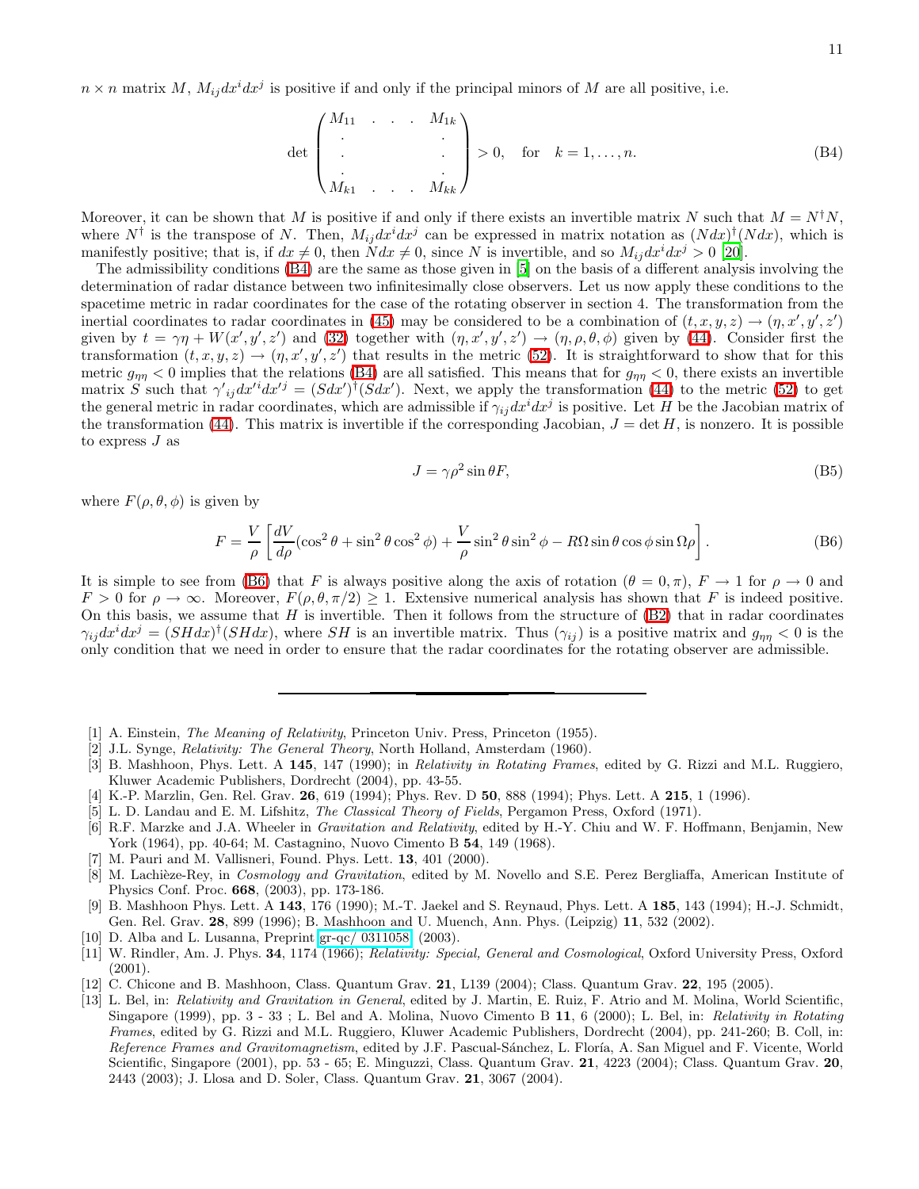$n \times n$ matrix $M$, $M_{ij}dx^i dx^j$ is positive if and only if the principal minors of $M$ are all positive, i.e.

$$\det \begin{pmatrix} M_{11} & . & . & . & M_{1k} \\ . & & & & . \\ . & & & & . \\ . & & & & . \\ M_{k1} & . & . & . & M_{kk} \end{pmatrix} > 0, \quad \text{for} \quad k = 1, \ldots, n. \tag{B4}$$

Moreover, it can be shown that $M$ is positive if and only if there exists an invertible matrix $N$ such that $M = N^\dagger N$, where $N^\dagger$ is the transpose of $N$. Then, $M_{ij}dx^i dx^j$ can be expressed in matrix notation as $(Ndx)^\dagger(Ndx)$, which is manifestly positive; that is, if $dx \neq 0$, then $Ndx \neq 0$, since $N$ is invertible, and so $M_{ij}dx^i dx^j > 0$ [20].

The admissibility conditions (B4) are the same as those given in [5] on the basis of a different analysis involving the determination of radar distance between two infinitesimally close observers. Let us now apply these conditions to the spacetime metric in radar coordinates for the case of the rotating observer in section 4. The transformation from the inertial coordinates to radar coordinates in (45) may be considered to be a combination of $(t, x, y, z) \to (\eta, x', y', z')$ given by $t = \gamma\eta + W(x', y', z')$ and (32) together with $(\eta, x', y', z') \to (\eta, \rho, \theta, \phi)$ given by (44). Consider first the transformation $(t, x, y, z) \to (\eta, x', y', z')$ that results in the metric (52). It is straightforward to show that for this metric $g_{\eta\eta} < 0$ implies that the relations (B4) are all satisfied. This means that for $g_{\eta\eta} < 0$, there exists an invertible matrix $S$ such that $\gamma'_{ij}dx'^i dx'^j = (Sdx')^\dagger(Sdx')$. Next, we apply the transformation (44) to the metric (52) to get the general metric in radar coordinates, which are admissible if $\gamma_{ij}dx^i dx^j$ is positive. Let $H$ be the Jacobian matrix of the transformation (44). This matrix is invertible if the corresponding Jacobian, $J = \det H$, is nonzero. It is possible to express $J$ as

$$J = \gamma\rho^2 \sin\theta F, \tag{B5}$$

where $F(\rho, \theta, \phi)$ is given by

$$F = \frac{V}{\rho}\left[\frac{dV}{d\rho}(\cos^2\theta + \sin^2\theta\cos^2\phi) + \frac{V}{\rho}\sin^2\theta\sin^2\phi - R\Omega\sin\theta\cos\phi\sin\Omega\rho\right]. \tag{B6}$$

It is simple to see from (B6) that $F$ is always positive along the axis of rotation ($\theta = 0, \pi$), $F \to 1$ for $\rho \to 0$ and $F > 0$ for $\rho \to \infty$. Moreover, $F(\rho, \theta, \pi/2) \geq 1$. Extensive numerical analysis has shown that $F$ is indeed positive. On this basis, we assume that $H$ is invertible. Then it follows from the structure of (B2) that in radar coordinates $\gamma_{ij}dx^i dx^j = (SHdx)^\dagger(SHdx)$, where $SH$ is an invertible matrix. Thus $(\gamma_{ij})$ is a positive matrix and $g_{\eta\eta} < 0$ is the only condition that we need in order to ensure that the radar coordinates for the rotating observer are admissible.

---

[1] A. Einstein, *The Meaning of Relativity*, Princeton Univ. Press, Princeton (1955).

[2] J.L. Synge, *Relativity: The General Theory*, North Holland, Amsterdam (1960).

[3] B. Mashhoon, Phys. Lett. A **145**, 147 (1990); in *Relativity in Rotating Frames*, edited by G. Rizzi and M.L. Ruggiero, Kluwer Academic Publishers, Dordrecht (2004), pp. 43-55.

[4] K.-P. Marzlin, Gen. Rel. Grav. **26**, 619 (1994); Phys. Rev. D **50**, 888 (1994); Phys. Lett. A **215**, 1 (1996).

[5] L. D. Landau and E. M. Lifshitz, *The Classical Theory of Fields*, Pergamon Press, Oxford (1971).

[6] R.F. Marzke and J.A. Wheeler in *Gravitation and Relativity*, edited by H.-Y. Chiu and W. F. Hoffmann, Benjamin, New York (1964), pp. 40-64; M. Castagnino, Nuovo Cimento B **54**, 149 (1968).

[7] M. Pauri and M. Vallisneri, Found. Phys. Lett. **13**, 401 (2000).

[8] M. Lachièze-Rey, in *Cosmology and Gravitation*, edited by M. Novello and S.E. Perez Bergliaffa, American Institute of Physics Conf. Proc. **668**, (2003), pp. 173-186.

[9] B. Mashhoon Phys. Lett. A **143**, 176 (1990); M.-T. Jaekel and S. Reynaud, Phys. Lett. A **185**, 143 (1994); H.-J. Schmidt, Gen. Rel. Grav. **28**, 899 (1996); B. Mashhoon and U. Muench, Ann. Phys. (Leipzig) **11**, 532 (2002).

[10] D. Alba and L. Lusanna, Preprint gr-qc/ 0311058, (2003).

[11] W. Rindler, Am. J. Phys. **34**, 1174 (1966); *Relativity: Special, General and Cosmological*, Oxford University Press, Oxford (2001).

[12] C. Chicone and B. Mashhoon, Class. Quantum Grav. **21**, L139 (2004); Class. Quantum Grav. **22**, 195 (2005).

[13] L. Bel, in: *Relativity and Gravitation in General*, edited by J. Martin, E. Ruiz, F. Atrio and M. Molina, World Scientific, Singapore (1999), pp. 3 - 33 ; L. Bel and A. Molina, Nuovo Cimento B **11**, 6 (2000); L. Bel, in: *Relativity in Rotating Frames*, edited by G. Rizzi and M.L. Ruggiero, Kluwer Academic Publishers, Dordrecht (2004), pp. 241-260; B. Coll, in: *Reference Frames and Gravitomagnetism*, edited by J.F. Pascual-Sánchez, L. Floría, A. San Miguel and F. Vicente, World Scientific, Singapore (2001), pp. 53 - 65; E. Minguzzi, Class. Quantum Grav. **21**, 4223 (2004); Class. Quantum Grav. **20**, 2443 (2003); J. Llosa and D. Soler, Class. Quantum Grav. **21**, 3067 (2004).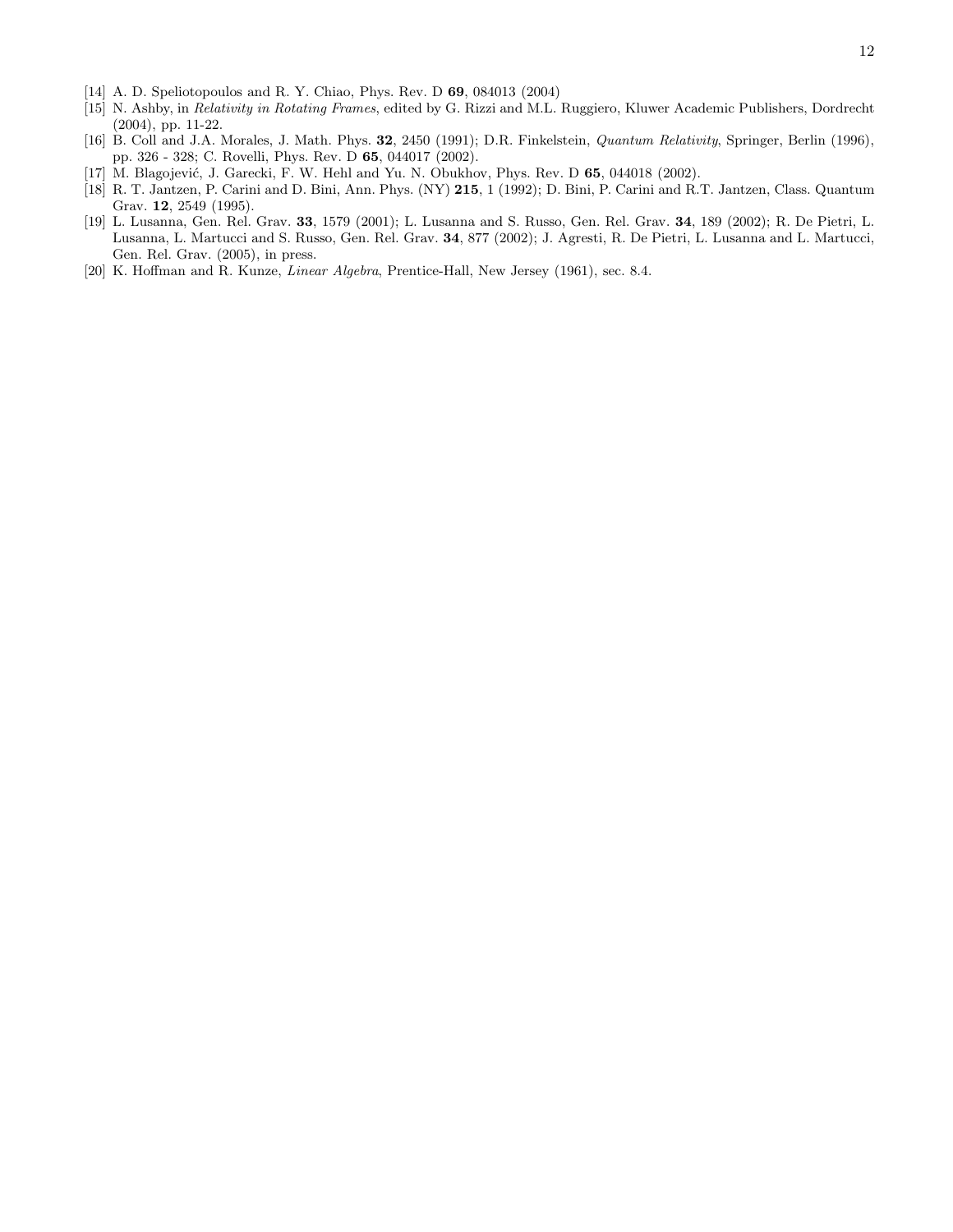[14] A. D. Speliotopoulos and R. Y. Chiao, Phys. Rev. D **69**, 084013 (2004)

[15] N. Ashby, in *Relativity in Rotating Frames*, edited by G. Rizzi and M.L. Ruggiero, Kluwer Academic Publishers, Dordrecht (2004), pp. 11-22.

[16] B. Coll and J.A. Morales, J. Math. Phys. **32**, 2450 (1991); D.R. Finkelstein, *Quantum Relativity*, Springer, Berlin (1996), pp. 326 - 328; C. Rovelli, Phys. Rev. D **65**, 044017 (2002).

[17] M. Blagojević, J. Garecki, F. W. Hehl and Yu. N. Obukhov, Phys. Rev. D **65**, 044018 (2002).

[18] R. T. Jantzen, P. Carini and D. Bini, Ann. Phys. (NY) **215**, 1 (1992); D. Bini, P. Carini and R.T. Jantzen, Class. Quantum Grav. **12**, 2549 (1995).

[19] L. Lusanna, Gen. Rel. Grav. **33**, 1579 (2001); L. Lusanna and S. Russo, Gen. Rel. Grav. **34**, 189 (2002); R. De Pietri, L. Lusanna, L. Martucci and S. Russo, Gen. Rel. Grav. **34**, 877 (2002); J. Agresti, R. De Pietri, L. Lusanna and L. Martucci, Gen. Rel. Grav. (2005), in press.

[20] K. Hoffman and R. Kunze, *Linear Algebra*, Prentice-Hall, New Jersey (1961), sec. 8.4.